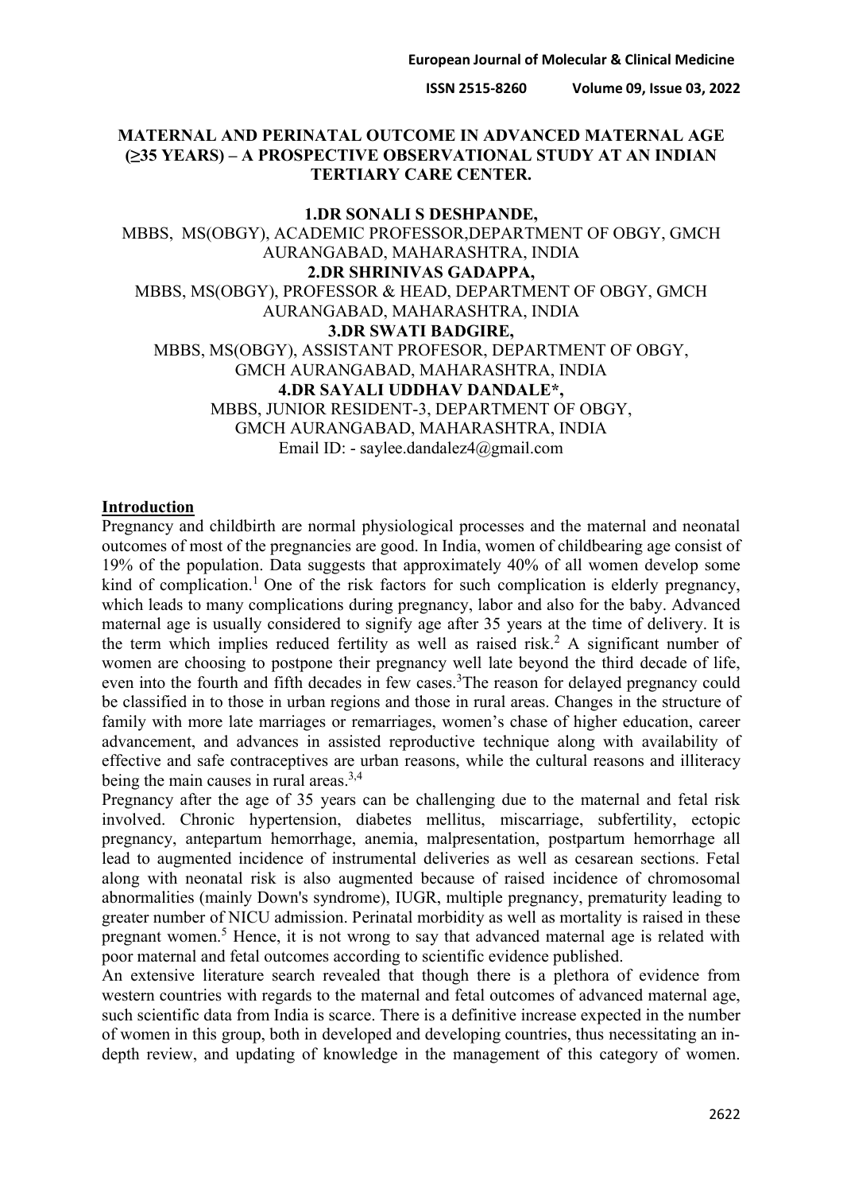# MATERNAL AND PERINATAL OUTCOME IN ADVANCED MATERNAL AGE (≥35 YEARS) – A PROSPECTIVE OBSERVATIONAL STUDY AT AN INDIAN TERTIARY CARE CENTER.

**1.DR SONALI S DESHPANDE,**
MBBS, MS(OBGY), ACADEMIC PROFESSOR,DEPARTMENT OF OBGY, GMCH AURANGABAD, MAHARASHTRA, INDIA

**2.DR SHRINIVAS GADAPPA,**
MBBS, MS(OBGY), PROFESSOR & HEAD, DEPARTMENT OF OBGY, GMCH AURANGABAD, MAHARASHTRA, INDIA

**3.DR SWATI BADGIRE,**
MBBS, MS(OBGY), ASSISTANT PROFESOR, DEPARTMENT OF OBGY, GMCH AURANGABAD, MAHARASHTRA, INDIA

**4.DR SAYALI UDDHAV DANDALE*,**
MBBS, JUNIOR RESIDENT-3, DEPARTMENT OF OBGY, GMCH AURANGABAD, MAHARASHTRA, INDIA
Email ID: - saylee.dandalez4@gmail.com

## Introduction

Pregnancy and childbirth are normal physiological processes and the maternal and neonatal outcomes of most of the pregnancies are good. In India, women of childbearing age consist of 19% of the population. Data suggests that approximately 40% of all women develop some kind of complication.[1] One of the risk factors for such complication is elderly pregnancy, which leads to many complications during pregnancy, labor and also for the baby. Advanced maternal age is usually considered to signify age after 35 years at the time of delivery. It is the term which implies reduced fertility as well as raised risk.[2] A significant number of women are choosing to postpone their pregnancy well late beyond the third decade of life, even into the fourth and fifth decades in few cases.[3]The reason for delayed pregnancy could be classified in to those in urban regions and those in rural areas. Changes in the structure of family with more late marriages or remarriages, women's chase of higher education, career advancement, and advances in assisted reproductive technique along with availability of effective and safe contraceptives are urban reasons, while the cultural reasons and illiteracy being the main causes in rural areas.[3,4]

Pregnancy after the age of 35 years can be challenging due to the maternal and fetal risk involved. Chronic hypertension, diabetes mellitus, miscarriage, subfertility, ectopic pregnancy, antepartum hemorrhage, anemia, malpresentation, postpartum hemorrhage all lead to augmented incidence of instrumental deliveries as well as cesarean sections. Fetal along with neonatal risk is also augmented because of raised incidence of chromosomal abnormalities (mainly Down's syndrome), IUGR, multiple pregnancy, prematurity leading to greater number of NICU admission. Perinatal morbidity as well as mortality is raised in these pregnant women.[5] Hence, it is not wrong to say that advanced maternal age is related with poor maternal and fetal outcomes according to scientific evidence published.

An extensive literature search revealed that though there is a plethora of evidence from western countries with regards to the maternal and fetal outcomes of advanced maternal age, such scientific data from India is scarce. There is a definitive increase expected in the number of women in this group, both in developed and developing countries, thus necessitating an in-depth review, and updating of knowledge in the management of this category of women.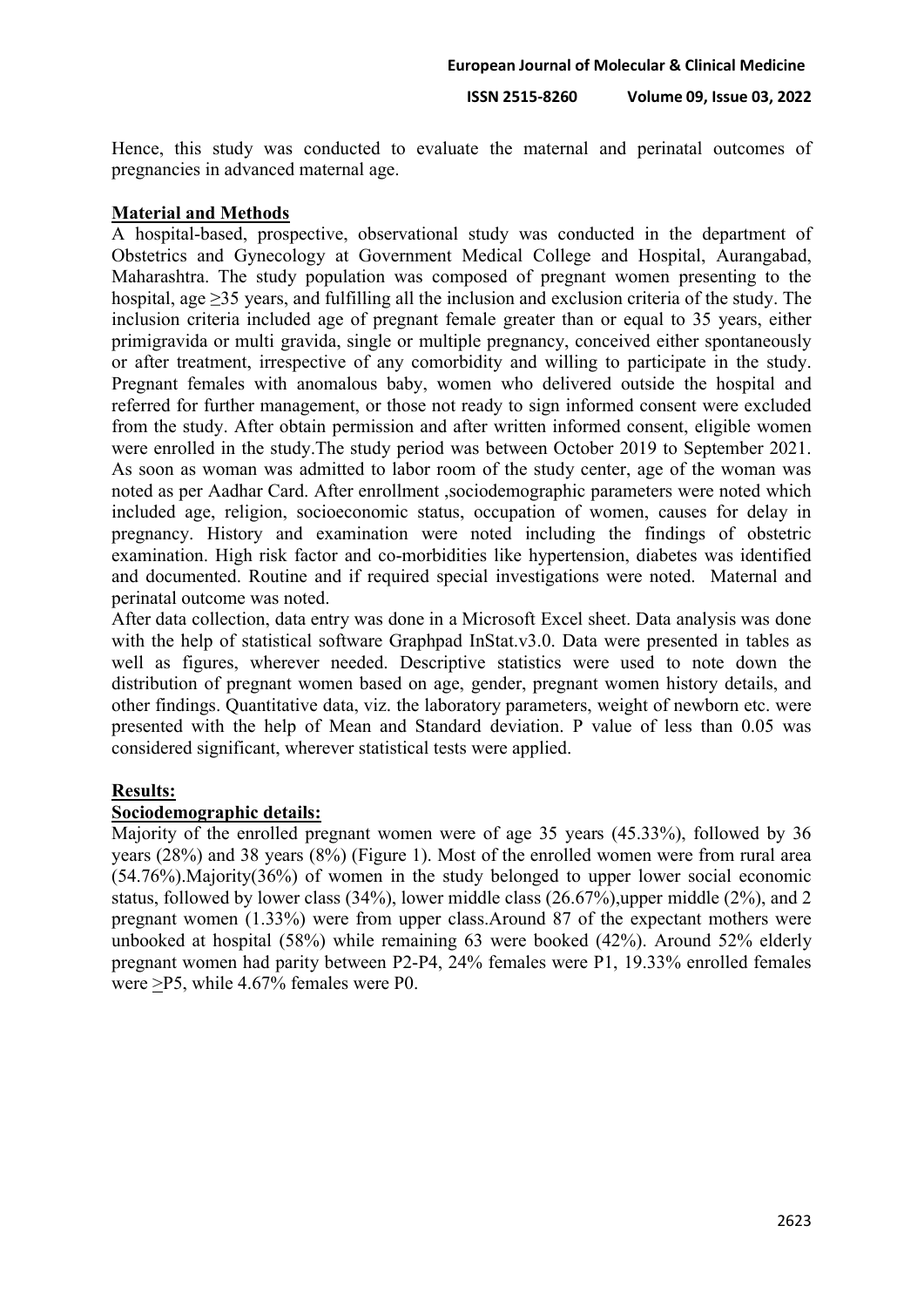Hence, this study was conducted to evaluate the maternal and perinatal outcomes of pregnancies in advanced maternal age.

## Material and Methods

A hospital-based, prospective, observational study was conducted in the department of Obstetrics and Gynecology at Government Medical College and Hospital, Aurangabad, Maharashtra. The study population was composed of pregnant women presenting to the hospital, age ≥35 years, and fulfilling all the inclusion and exclusion criteria of the study. The inclusion criteria included age of pregnant female greater than or equal to 35 years, either primigravida or multi gravida, single or multiple pregnancy, conceived either spontaneously or after treatment, irrespective of any comorbidity and willing to participate in the study. Pregnant females with anomalous baby, women who delivered outside the hospital and referred for further management, or those not ready to sign informed consent were excluded from the study. After obtain permission and after written informed consent, eligible women were enrolled in the study.The study period was between October 2019 to September 2021. As soon as woman was admitted to labor room of the study center, age of the woman was noted as per Aadhar Card. After enrollment ,sociodemographic parameters were noted which included age, religion, socioeconomic status, occupation of women, causes for delay in pregnancy. History and examination were noted including the findings of obstetric examination. High risk factor and co-morbidities like hypertension, diabetes was identified and documented. Routine and if required special investigations were noted. Maternal and perinatal outcome was noted.

After data collection, data entry was done in a Microsoft Excel sheet. Data analysis was done with the help of statistical software Graphpad InStat.v3.0. Data were presented in tables as well as figures, wherever needed. Descriptive statistics were used to note down the distribution of pregnant women based on age, gender, pregnant women history details, and other findings. Quantitative data, viz. the laboratory parameters, weight of newborn etc. were presented with the help of Mean and Standard deviation. P value of less than 0.05 was considered significant, wherever statistical tests were applied.

## Results:

### Sociodemographic details:

Majority of the enrolled pregnant women were of age 35 years (45.33%), followed by 36 years (28%) and 38 years (8%) (Figure 1). Most of the enrolled women were from rural area (54.76%).Majority(36%) of women in the study belonged to upper lower social economic status, followed by lower class (34%), lower middle class (26.67%),upper middle (2%), and 2 pregnant women (1.33%) were from upper class.Around 87 of the expectant mothers were unbooked at hospital (58%) while remaining 63 were booked (42%). Around 52% elderly pregnant women had parity between P2-P4, 24% females were P1, 19.33% enrolled females were ≥P5, while 4.67% females were P0.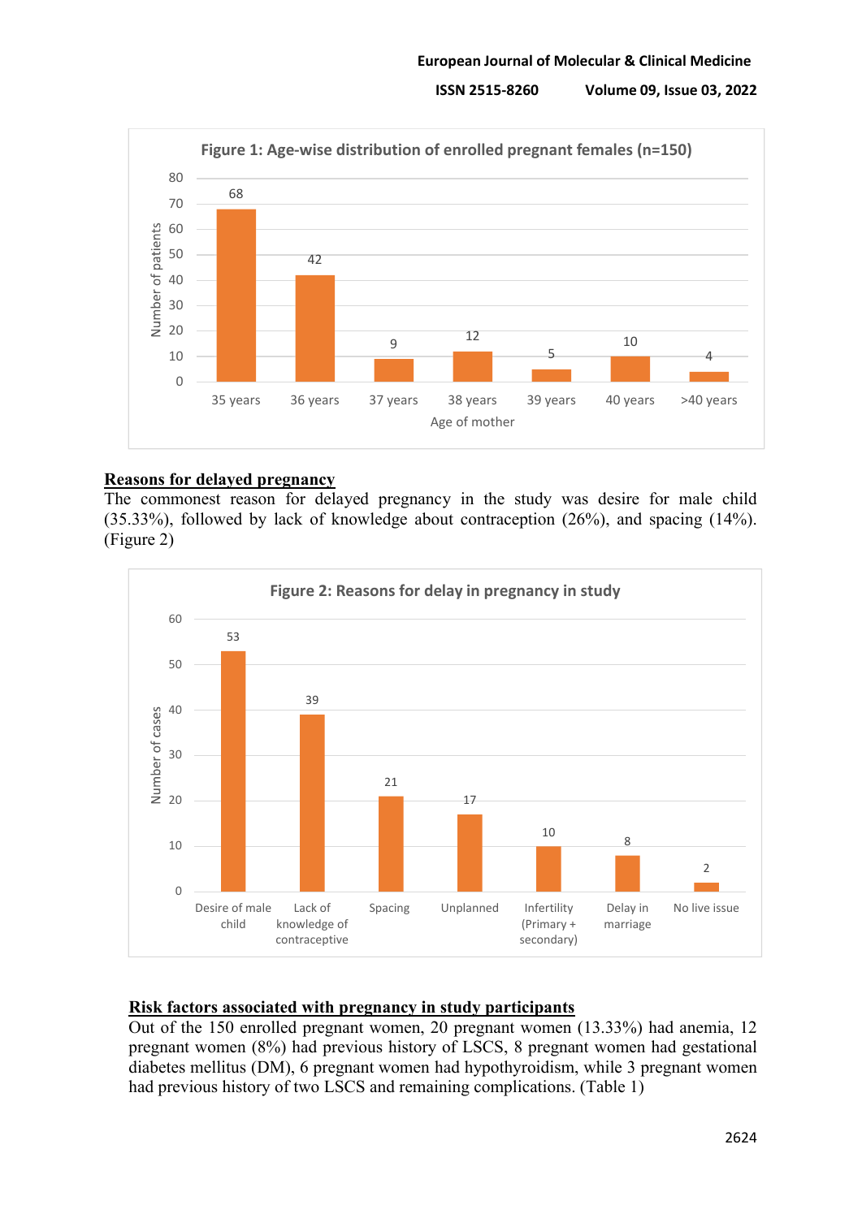**Figure 1: Age-wise distribution of enrolled pregnant females (n=150)**

| Age of mother | Number of patients |
|---|---|
| 35 years | 68 |
| 36 years | 42 |
| 37 years | 9 |
| 38 years | 12 |
| 39 years | 5 |
| 40 years | 10 |
| >40 years | 4 |

## Reasons for delayed pregnancy

The commonest reason for delayed pregnancy in the study was desire for male child (35.33%), followed by lack of knowledge about contraception (26%), and spacing (14%). (Figure 2)

**Figure 2: Reasons for delay in pregnancy in study**

| Reason | Number of cases |
|---|---|
| Desire of male child | 53 |
| Lack of knowledge of contraceptive | 39 |
| Spacing | 21 |
| Unplanned | 17 |
| Infertility (Primary + secondary) | 10 |
| Delay in marriage | 8 |
| No live issue | 2 |

## Risk factors associated with pregnancy in study participants

Out of the 150 enrolled pregnant women, 20 pregnant women (13.33%) had anemia, 12 pregnant women (8%) had previous history of LSCS, 8 pregnant women had gestational diabetes mellitus (DM), 6 pregnant women had hypothyroidism, while 3 pregnant women had previous history of two LSCS and remaining complications. (Table 1)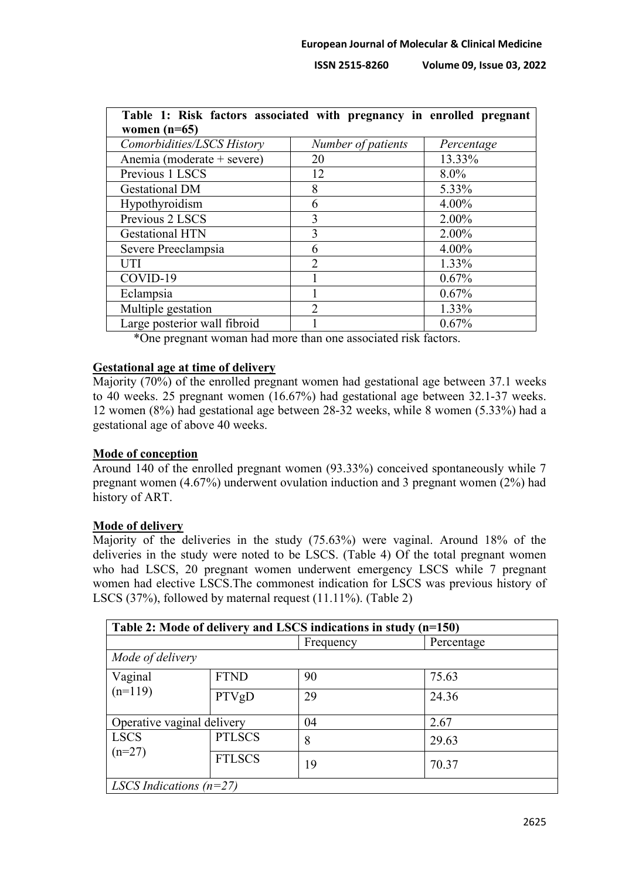| Table 1: Risk factors associated with pregnancy in enrolled pregnant women (n=65) | | |
|---|---|---|
| *Comorbidities/LSCS History* | *Number of patients* | *Percentage* |
| Anemia (moderate + severe) | 20 | 13.33% |
| Previous 1 LSCS | 12 | 8.0% |
| Gestational DM | 8 | 5.33% |
| Hypothyroidism | 6 | 4.00% |
| Previous 2 LSCS | 3 | 2.00% |
| Gestational HTN | 3 | 2.00% |
| Severe Preeclampsia | 6 | 4.00% |
| UTI | 2 | 1.33% |
| COVID-19 | 1 | 0.67% |
| Eclampsia | 1 | 0.67% |
| Multiple gestation | 2 | 1.33% |
| Large posterior wall fibroid | 1 | 0.67% |

*One pregnant woman had more than one associated risk factors.

**Gestational age at time of delivery**

Majority (70%) of the enrolled pregnant women had gestational age between 37.1 weeks to 40 weeks. 25 pregnant women (16.67%) had gestational age between 32.1-37 weeks. 12 women (8%) had gestational age between 28-32 weeks, while 8 women (5.33%) had a gestational age of above 40 weeks.

**Mode of conception**

Around 140 of the enrolled pregnant women (93.33%) conceived spontaneously while 7 pregnant women (4.67%) underwent ovulation induction and 3 pregnant women (2%) had history of ART.

**Mode of delivery**

Majority of the deliveries in the study (75.63%) were vaginal. Around 18% of the deliveries in the study were noted to be LSCS. (Table 4) Of the total pregnant women who had LSCS, 20 pregnant women underwent emergency LSCS while 7 pregnant women had elective LSCS.The commonest indication for LSCS was previous history of LSCS (37%), followed by maternal request (11.11%). (Table 2)

| Table 2: Mode of delivery and LSCS indications in study (n=150) | | | |
|---|---|---|---|
| | | Frequency | Percentage |
| *Mode of delivery* | | | |
| Vaginal (n=119) | FTND | 90 | 75.63 |
| | PTVgD | 29 | 24.36 |
| Operative vaginal delivery | | 04 | 2.67 |
| LSCS (n=27) | PTLSCS | 8 | 29.63 |
| | FTLSCS | 19 | 70.37 |
| *LSCS Indications (n=27)* | | | |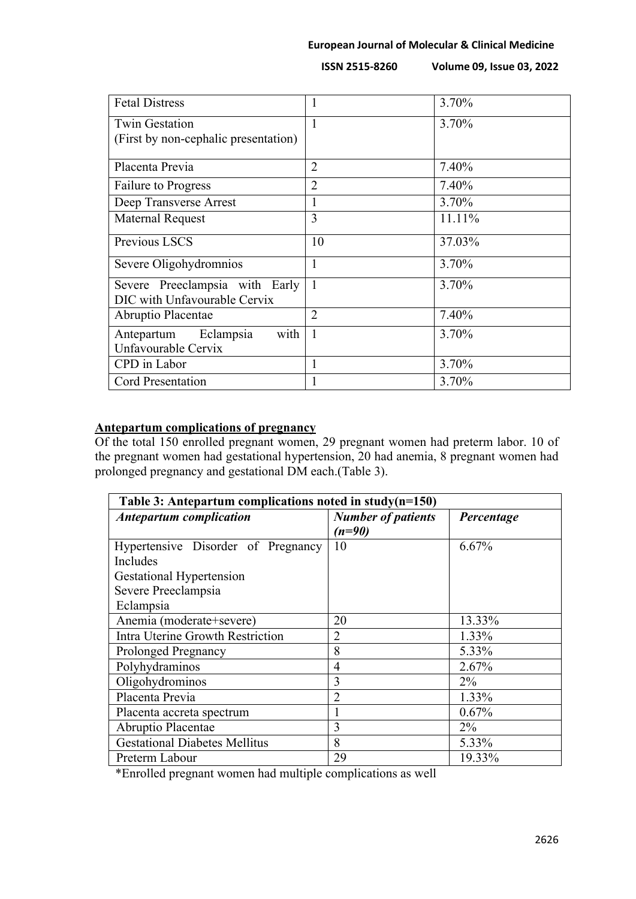| Fetal Distress | 1 | 3.70% |
|---|---|---|
| Twin Gestation (First by non-cephalic presentation) | 1 | 3.70% |
| Placenta Previa | 2 | 7.40% |
| Failure to Progress | 2 | 7.40% |
| Deep Transverse Arrest | 1 | 3.70% |
| Maternal Request | 3 | 11.11% |
| Previous LSCS | 10 | 37.03% |
| Severe Oligohydromnios | 1 | 3.70% |
| Severe Preeclampsia with Early DIC with Unfavourable Cervix | 1 | 3.70% |
| Abruptio Placentae | 2 | 7.40% |
| Antepartum Eclampsia with Unfavourable Cervix | 1 | 3.70% |
| CPD in Labor | 1 | 3.70% |
| Cord Presentation | 1 | 3.70% |

## Antepartum complications of pregnancy

Of the total 150 enrolled pregnant women, 29 pregnant women had preterm labor. 10 of the pregnant women had gestational hypertension, 20 had anemia, 8 pregnant women had prolonged pregnancy and gestational DM each.(Table 3).

| **Table 3: Antepartum complications noted in study(n=150)** | | |
|---|---|---|
| ***Antepartum complication*** | ***Number of patients (n=90)*** | ***Percentage*** |
| Hypertensive Disorder of Pregnancy Includes Gestational Hypertension Severe Preeclampsia Eclampsia | 10 | 6.67% |
| Anemia (moderate+severe) | 20 | 13.33% |
| Intra Uterine Growth Restriction | 2 | 1.33% |
| Prolonged Pregnancy | 8 | 5.33% |
| Polyhydraminos | 4 | 2.67% |
| Oligohydrominos | 3 | 2% |
| Placenta Previa | 2 | 1.33% |
| Placenta accreta spectrum | 1 | 0.67% |
| Abruptio Placentae | 3 | 2% |
| Gestational Diabetes Mellitus | 8 | 5.33% |
| Preterm Labour | 29 | 19.33% |

*Enrolled pregnant women had multiple complications as well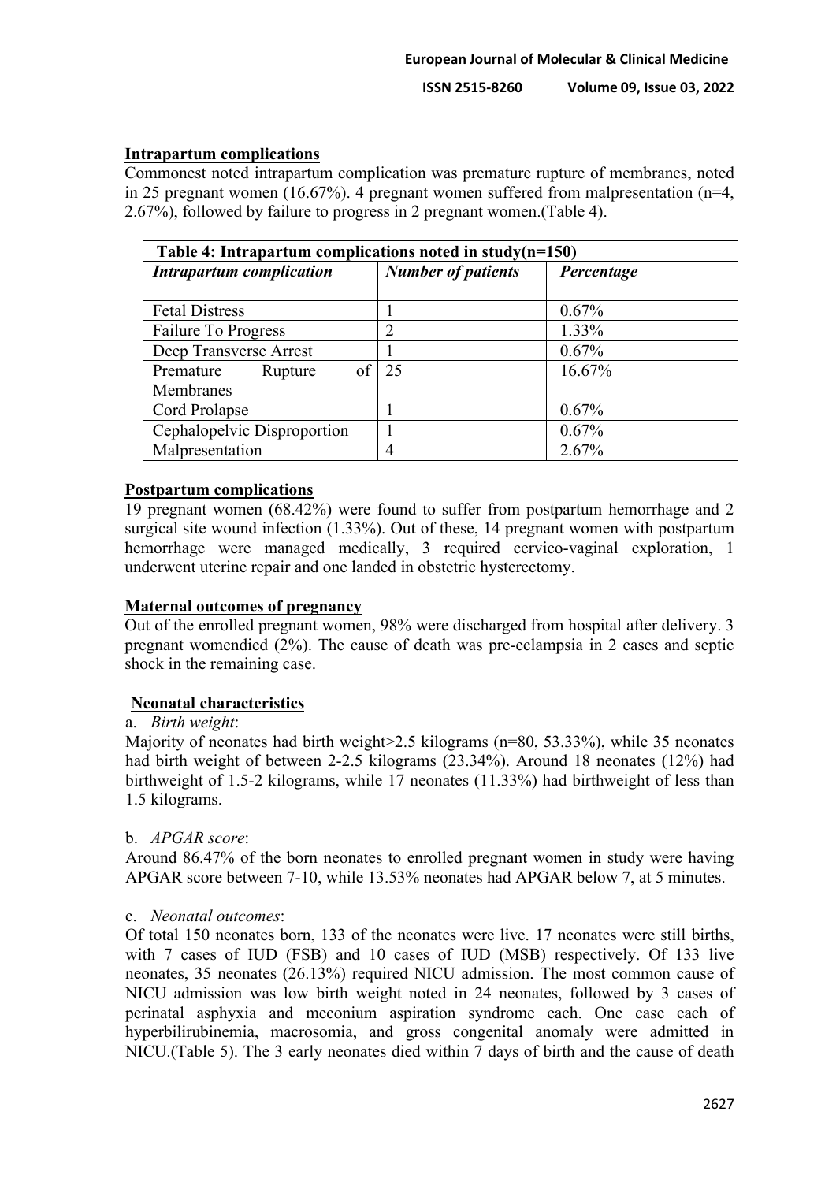## Intrapartum complications

Commonest noted intrapartum complication was premature rupture of membranes, noted in 25 pregnant women (16.67%). 4 pregnant women suffered from malpresentation (n=4, 2.67%), followed by failure to progress in 2 pregnant women.(Table 4).

**Table 4: Intrapartum complications noted in study(n=150)**

| *Intrapartum complication* | *Number of patients* | *Percentage* |
| --- | --- | --- |
| Fetal Distress | 1 | 0.67% |
| Failure To Progress | 2 | 1.33% |
| Deep Transverse Arrest | 1 | 0.67% |
| Premature Rupture of Membranes | 25 | 16.67% |
| Cord Prolapse | 1 | 0.67% |
| Cephalopelvic Disproportion | 1 | 0.67% |
| Malpresentation | 4 | 2.67% |

## Postpartum complications

19 pregnant women (68.42%) were found to suffer from postpartum hemorrhage and 2 surgical site wound infection (1.33%). Out of these, 14 pregnant women with postpartum hemorrhage were managed medically, 3 required cervico-vaginal exploration, 1 underwent uterine repair and one landed in obstetric hysterectomy.

## Maternal outcomes of pregnancy

Out of the enrolled pregnant women, 98% were discharged from hospital after delivery. 3 pregnant womendied (2%). The cause of death was pre-eclampsia in 2 cases and septic shock in the remaining case.

## Neonatal characteristics

a. *Birth weight*:

Majority of neonates had birth weight>2.5 kilograms (n=80, 53.33%), while 35 neonates had birth weight of between 2-2.5 kilograms (23.34%). Around 18 neonates (12%) had birthweight of 1.5-2 kilograms, while 17 neonates (11.33%) had birthweight of less than 1.5 kilograms.

b. *APGAR score*:

Around 86.47% of the born neonates to enrolled pregnant women in study were having APGAR score between 7-10, while 13.53% neonates had APGAR below 7, at 5 minutes.

c. *Neonatal outcomes*:

Of total 150 neonates born, 133 of the neonates were live. 17 neonates were still births, with 7 cases of IUD (FSB) and 10 cases of IUD (MSB) respectively. Of 133 live neonates, 35 neonates (26.13%) required NICU admission. The most common cause of NICU admission was low birth weight noted in 24 neonates, followed by 3 cases of perinatal asphyxia and meconium aspiration syndrome each. One case each of hyperbilirubinemia, macrosomia, and gross congenital anomaly were admitted in NICU.(Table 5). The 3 early neonates died within 7 days of birth and the cause of death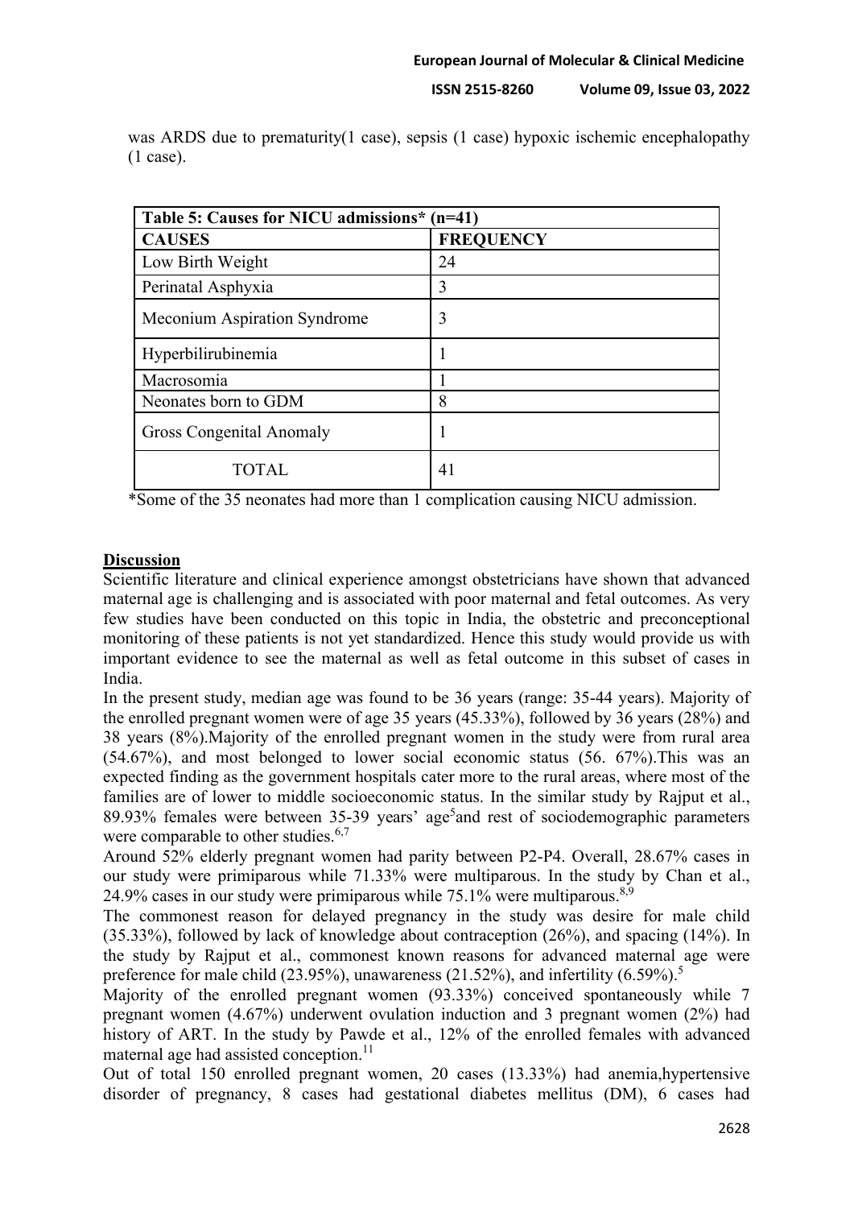was ARDS due to prematurity(1 case), sepsis (1 case) hypoxic ischemic encephalopathy (1 case).

| Table 5: Causes for NICU admissions* (n=41) | |
|---|---|
| **CAUSES** | **FREQUENCY** |
| Low Birth Weight | 24 |
| Perinatal Asphyxia | 3 |
| Meconium Aspiration Syndrome | 3 |
| Hyperbilirubinemia | 1 |
| Macrosomia | 1 |
| Neonates born to GDM | 8 |
| Gross Congenital Anomaly | 1 |
| TOTAL | 41 |

*Some of the 35 neonates had more than 1 complication causing NICU admission.

## Discussion

Scientific literature and clinical experience amongst obstetricians have shown that advanced maternal age is challenging and is associated with poor maternal and fetal outcomes. As very few studies have been conducted on this topic in India, the obstetric and preconceptional monitoring of these patients is not yet standardized. Hence this study would provide us with important evidence to see the maternal as well as fetal outcome in this subset of cases in India.

In the present study, median age was found to be 36 years (range: 35-44 years). Majority of the enrolled pregnant women were of age 35 years (45.33%), followed by 36 years (28%) and 38 years (8%).Majority of the enrolled pregnant women in the study were from rural area (54.67%), and most belonged to lower social economic status (56. 67%).This was an expected finding as the government hospitals cater more to the rural areas, where most of the families are of lower to middle socioeconomic status. In the similar study by Rajput et al., 89.93% females were between 35-39 years' age[5]and rest of sociodemographic parameters were comparable to other studies.[6,7]

Around 52% elderly pregnant women had parity between P2-P4. Overall, 28.67% cases in our study were primiparous while 71.33% were multiparous. In the study by Chan et al., 24.9% cases in our study were primiparous while 75.1% were multiparous.[8,9]

The commonest reason for delayed pregnancy in the study was desire for male child (35.33%), followed by lack of knowledge about contraception (26%), and spacing (14%). In the study by Rajput et al., commonest known reasons for advanced maternal age were preference for male child (23.95%), unawareness (21.52%), and infertility (6.59%).[5]

Majority of the enrolled pregnant women (93.33%) conceived spontaneously while 7 pregnant women (4.67%) underwent ovulation induction and 3 pregnant women (2%) had history of ART. In the study by Pawde et al., 12% of the enrolled females with advanced maternal age had assisted conception.[11]

Out of total 150 enrolled pregnant women, 20 cases (13.33%) had anemia,hypertensive disorder of pregnancy, 8 cases had gestational diabetes mellitus (DM), 6 cases had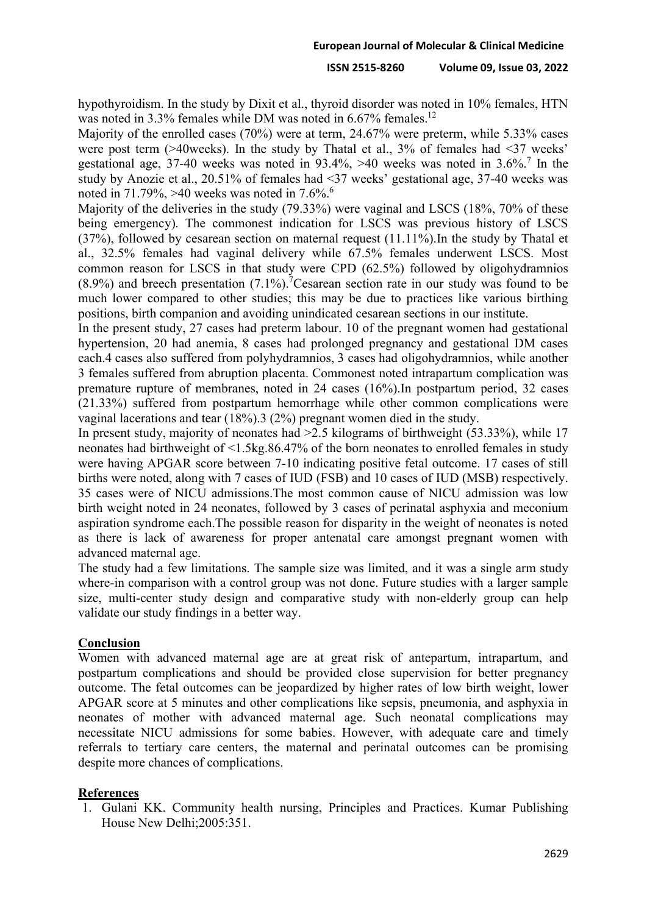hypothyroidism. In the study by Dixit et al., thyroid disorder was noted in 10% females, HTN was noted in 3.3% females while DM was noted in 6.67% females.[12]

Majority of the enrolled cases (70%) were at term, 24.67% were preterm, while 5.33% cases were post term (>40weeks). In the study by Thatal et al., 3% of females had <37 weeks' gestational age, 37-40 weeks was noted in 93.4%, >40 weeks was noted in 3.6%.[7] In the study by Anozie et al., 20.51% of females had <37 weeks' gestational age, 37-40 weeks was noted in 71.79%, >40 weeks was noted in 7.6%.[6]

Majority of the deliveries in the study (79.33%) were vaginal and LSCS (18%, 70% of these being emergency). The commonest indication for LSCS was previous history of LSCS (37%), followed by cesarean section on maternal request (11.11%).In the study by Thatal et al., 32.5% females had vaginal delivery while 67.5% females underwent LSCS. Most common reason for LSCS in that study were CPD (62.5%) followed by oligohydramnios (8.9%) and breech presentation (7.1%).[7]Cesarean section rate in our study was found to be much lower compared to other studies; this may be due to practices like various birthing positions, birth companion and avoiding unindicated cesarean sections in our institute.

In the present study, 27 cases had preterm labour. 10 of the pregnant women had gestational hypertension, 20 had anemia, 8 cases had prolonged pregnancy and gestational DM cases each.4 cases also suffered from polyhydramnios, 3 cases had oligohydramnios, while another 3 females suffered from abruption placenta. Commonest noted intrapartum complication was premature rupture of membranes, noted in 24 cases (16%).In postpartum period, 32 cases (21.33%) suffered from postpartum hemorrhage while other common complications were vaginal lacerations and tear (18%).3 (2%) pregnant women died in the study.

In present study, majority of neonates had >2.5 kilograms of birthweight (53.33%), while 17 neonates had birthweight of <1.5kg.86.47% of the born neonates to enrolled females in study were having APGAR score between 7-10 indicating positive fetal outcome. 17 cases of still births were noted, along with 7 cases of IUD (FSB) and 10 cases of IUD (MSB) respectively. 35 cases were of NICU admissions.The most common cause of NICU admission was low birth weight noted in 24 neonates, followed by 3 cases of perinatal asphyxia and meconium aspiration syndrome each.The possible reason for disparity in the weight of neonates is noted as there is lack of awareness for proper antenatal care amongst pregnant women with advanced maternal age.

The study had a few limitations. The sample size was limited, and it was a single arm study where-in comparison with a control group was not done. Future studies with a larger sample size, multi-center study design and comparative study with non-elderly group can help validate our study findings in a better way.

## Conclusion

Women with advanced maternal age are at great risk of antepartum, intrapartum, and postpartum complications and should be provided close supervision for better pregnancy outcome. The fetal outcomes can be jeopardized by higher rates of low birth weight, lower APGAR score at 5 minutes and other complications like sepsis, pneumonia, and asphyxia in neonates of mother with advanced maternal age. Such neonatal complications may necessitate NICU admissions for some babies. However, with adequate care and timely referrals to tertiary care centers, the maternal and perinatal outcomes can be promising despite more chances of complications.

## References

1. Gulani KK. Community health nursing, Principles and Practices. Kumar Publishing House New Delhi;2005:351.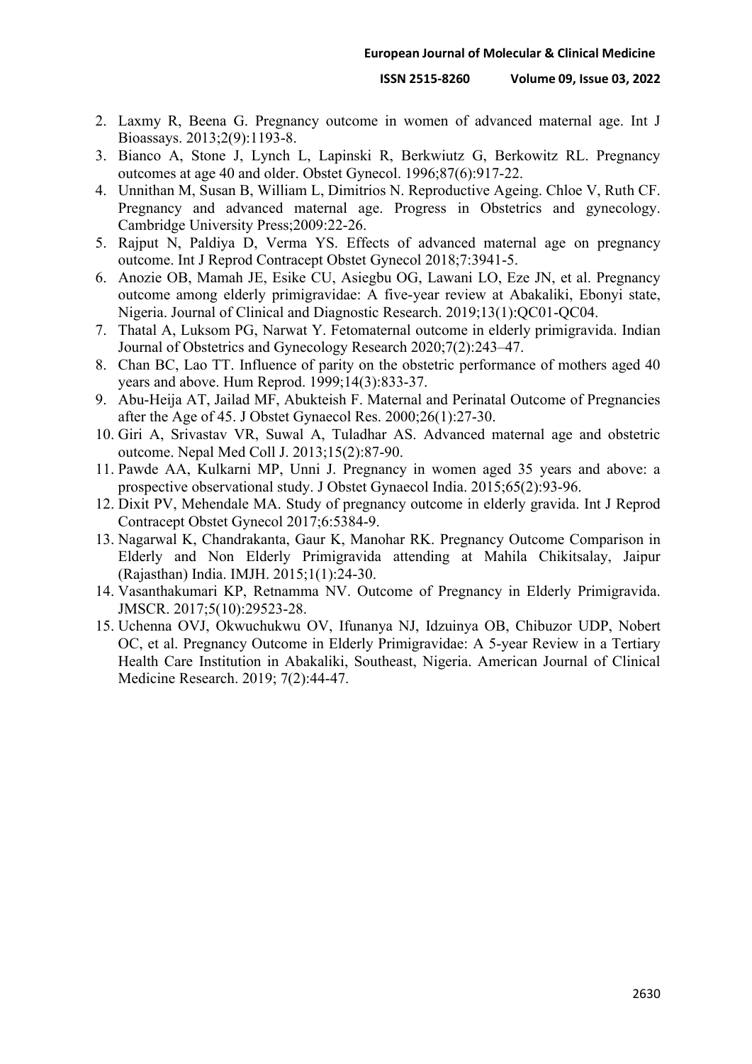2. Laxmy R, Beena G. Pregnancy outcome in women of advanced maternal age. Int J Bioassays. 2013;2(9):1193-8.
3. Bianco A, Stone J, Lynch L, Lapinski R, Berkwiutz G, Berkowitz RL. Pregnancy outcomes at age 40 and older. Obstet Gynecol. 1996;87(6):917-22.
4. Unnithan M, Susan B, William L, Dimitrios N. Reproductive Ageing. Chloe V, Ruth CF. Pregnancy and advanced maternal age. Progress in Obstetrics and gynecology. Cambridge University Press;2009:22-26.
5. Rajput N, Paldiya D, Verma YS. Effects of advanced maternal age on pregnancy outcome. Int J Reprod Contracept Obstet Gynecol 2018;7:3941-5.
6. Anozie OB, Mamah JE, Esike CU, Asiegbu OG, Lawani LO, Eze JN, et al. Pregnancy outcome among elderly primigravidae: A five-year review at Abakaliki, Ebonyi state, Nigeria. Journal of Clinical and Diagnostic Research. 2019;13(1):QC01-QC04.
7. Thatal A, Luksom PG, Narwat Y. Fetomaternal outcome in elderly primigravida. Indian Journal of Obstetrics and Gynecology Research 2020;7(2):243–47.
8. Chan BC, Lao TT. Influence of parity on the obstetric performance of mothers aged 40 years and above. Hum Reprod. 1999;14(3):833-37.
9. Abu-Heija AT, Jailad MF, Abukteish F. Maternal and Perinatal Outcome of Pregnancies after the Age of 45. J Obstet Gynaecol Res. 2000;26(1):27-30.
10. Giri A, Srivastav VR, Suwal A, Tuladhar AS. Advanced maternal age and obstetric outcome. Nepal Med Coll J. 2013;15(2):87-90.
11. Pawde AA, Kulkarni MP, Unni J. Pregnancy in women aged 35 years and above: a prospective observational study. J Obstet Gynaecol India. 2015;65(2):93-96.
12. Dixit PV, Mehendale MA. Study of pregnancy outcome in elderly gravida. Int J Reprod Contracept Obstet Gynecol 2017;6:5384-9.
13. Nagarwal K, Chandrakanta, Gaur K, Manohar RK. Pregnancy Outcome Comparison in Elderly and Non Elderly Primigravida attending at Mahila Chikitsalay, Jaipur (Rajasthan) India. IMJH. 2015;1(1):24-30.
14. Vasanthakumari KP, Retnamma NV. Outcome of Pregnancy in Elderly Primigravida. JMSCR. 2017;5(10):29523-28.
15. Uchenna OVJ, Okwuchukwu OV, Ifunanya NJ, Idzuinya OB, Chibuzor UDP, Nobert OC, et al. Pregnancy Outcome in Elderly Primigravidae: A 5-year Review in a Tertiary Health Care Institution in Abakaliki, Southeast, Nigeria. American Journal of Clinical Medicine Research. 2019; 7(2):44-47.